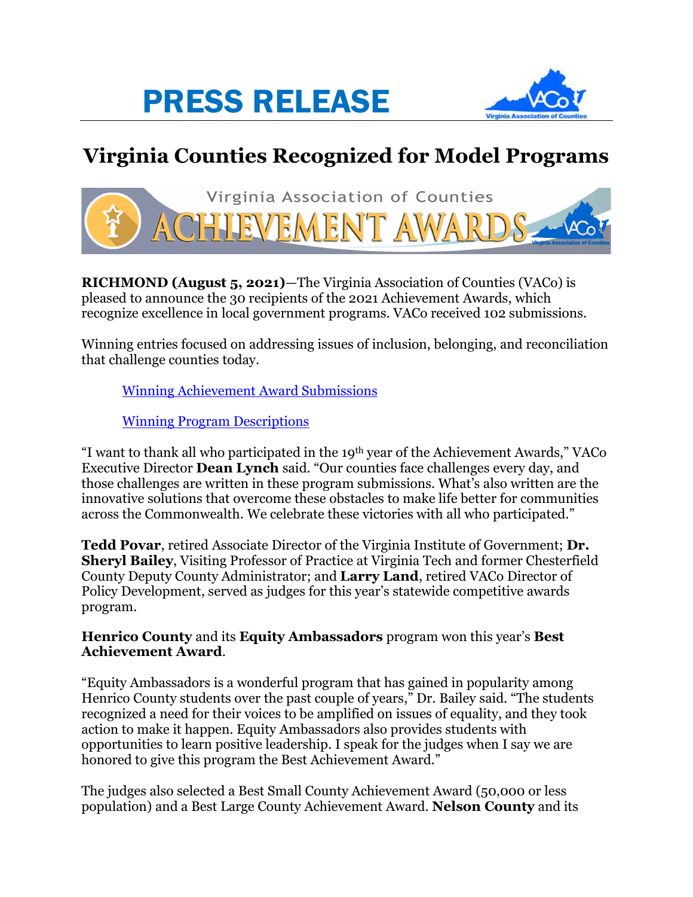# PRESS RELEASE

## Virginia Counties Recognized for Model Programs

**RICHMOND (August 5, 2021)**—The Virginia Association of Counties (VACo) is pleased to announce the 30 recipients of the 2021 Achievement Awards, which recognize excellence in local government programs. VACo received 102 submissions.

Winning entries focused on addressing issues of inclusion, belonging, and reconciliation that challenge counties today.

Winning Achievement Award Submissions

Winning Program Descriptions

"I want to thank all who participated in the 19th year of the Achievement Awards," VACo Executive Director **Dean Lynch** said. "Our counties face challenges every day, and those challenges are written in these program submissions. What's also written are the innovative solutions that overcome these obstacles to make life better for communities across the Commonwealth. We celebrate these victories with all who participated."

**Tedd Povar**, retired Associate Director of the Virginia Institute of Government; **Dr. Sheryl Bailey**, Visiting Professor of Practice at Virginia Tech and former Chesterfield County Deputy County Administrator; and **Larry Land**, retired VACo Director of Policy Development, served as judges for this year's statewide competitive awards program.

**Henrico County** and its **Equity Ambassadors** program won this year's **Best Achievement Award**.

"Equity Ambassadors is a wonderful program that has gained in popularity among Henrico County students over the past couple of years," Dr. Bailey said. "The students recognized a need for their voices to be amplified on issues of equality, and they took action to make it happen. Equity Ambassadors also provides students with opportunities to learn positive leadership. I speak for the judges when I say we are honored to give this program the Best Achievement Award."

The judges also selected a Best Small County Achievement Award (50,000 or less population) and a Best Large County Achievement Award. **Nelson County** and its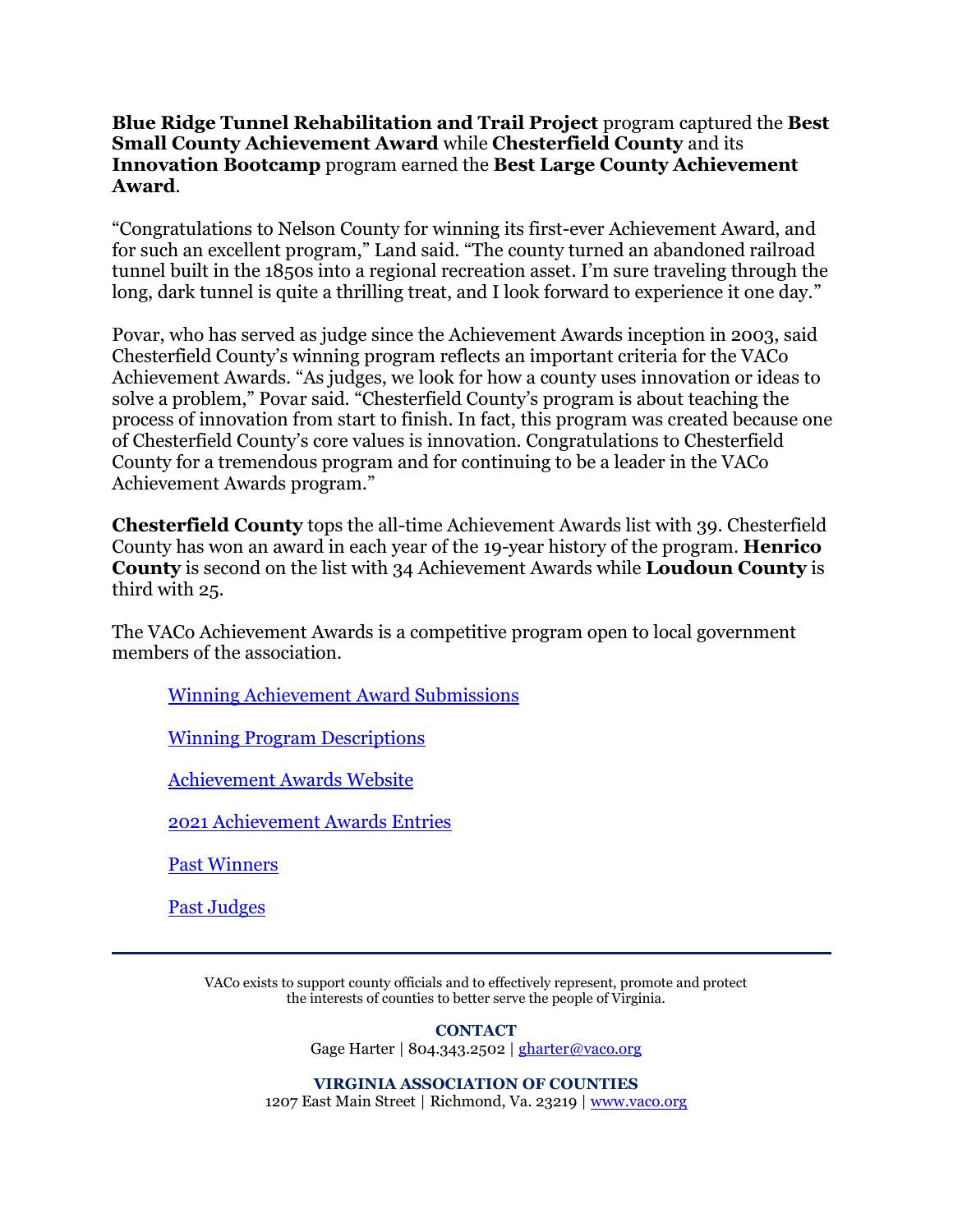**Blue Ridge Tunnel Rehabilitation and Trail Project** program captured the **Best Small County Achievement Award** while **Chesterfield County** and its **Innovation Bootcamp** program earned the **Best Large County Achievement Award**.

“Congratulations to Nelson County for winning its first-ever Achievement Award, and for such an excellent program,” Land said. “The county turned an abandoned railroad tunnel built in the 1850s into a regional recreation asset. I’m sure traveling through the long, dark tunnel is quite a thrilling treat, and I look forward to experience it one day.”

Povar, who has served as judge since the Achievement Awards inception in 2003, said Chesterfield County’s winning program reflects an important criteria for the VACo Achievement Awards. “As judges, we look for how a county uses innovation or ideas to solve a problem,” Povar said. “Chesterfield County’s program is about teaching the process of innovation from start to finish. In fact, this program was created because one of Chesterfield County’s core values is innovation. Congratulations to Chesterfield County for a tremendous program and for continuing to be a leader in the VACo Achievement Awards program.”

**Chesterfield County** tops the all-time Achievement Awards list with 39. Chesterfield County has won an award in each year of the 19-year history of the program. **Henrico County** is second on the list with 34 Achievement Awards while **Loudoun County** is third with 25.

The VACo Achievement Awards is a competitive program open to local government members of the association.

Winning Achievement Award Submissions

Winning Program Descriptions

Achievement Awards Website

2021 Achievement Awards Entries

Past Winners

Past Judges

---

VACo exists to support county officials and to effectively represent, promote and protect the interests of counties to better serve the people of Virginia.

**CONTACT**
Gage Harter | 804.343.2502 | gharter@vaco.org

**VIRGINIA ASSOCIATION OF COUNTIES**
1207 East Main Street | Richmond, Va. 23219 | www.vaco.org